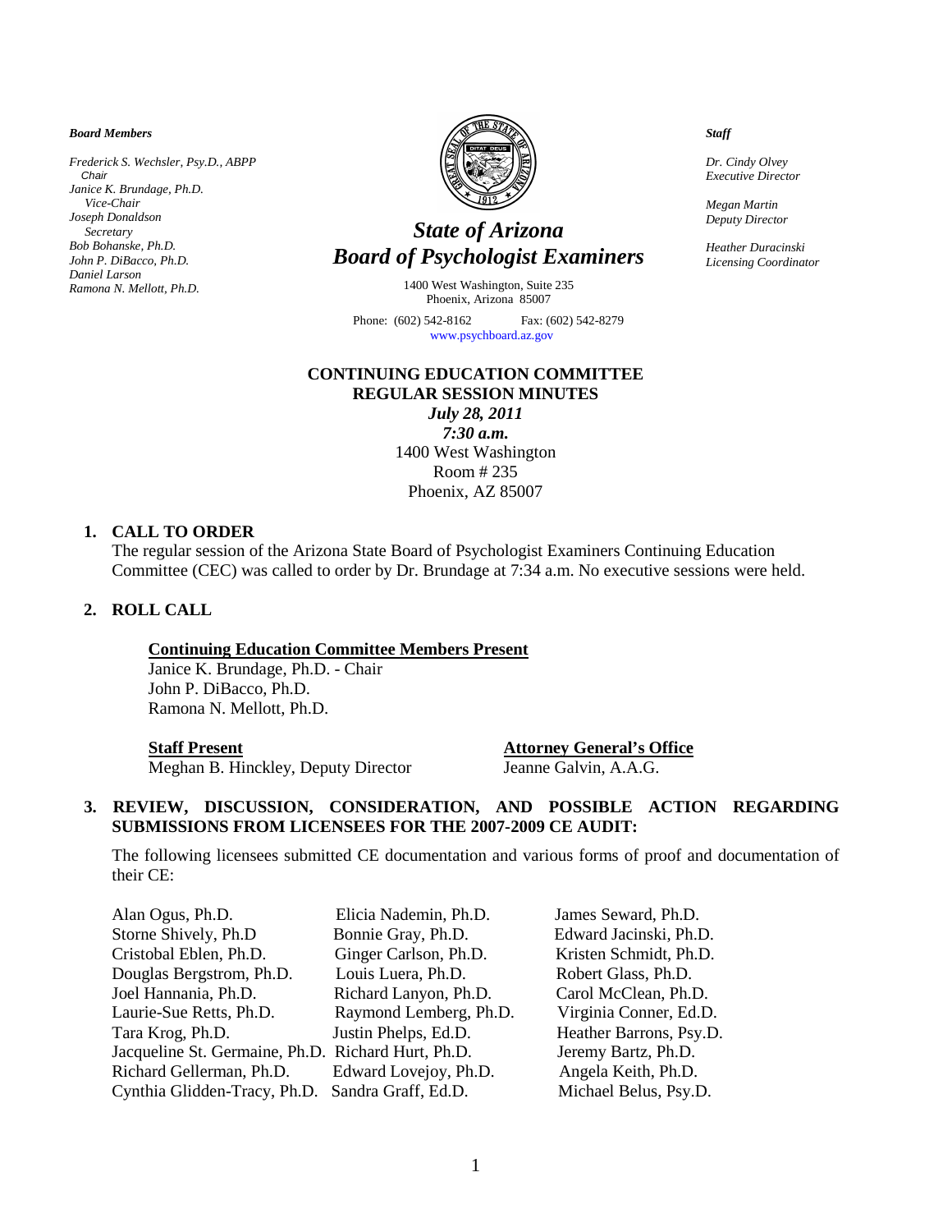**Board Members**

*Frederick S. Wechsler, Psy.D., ABPP*
*Chair*
*Janice K. Brundage, Ph.D.*
*Vice-Chair*
*Joseph Donaldson*
*Secretary*
*Bob Bohanske, Ph.D.*
*John P. DiBacco, Ph.D.*
*Daniel Larson*
*Ramona N. Mellott, Ph.D.*

# *State of Arizona*
# *Board of Psychologist Examiners*

1400 West Washington, Suite 235
Phoenix, Arizona 85007

Phone: (602) 542-8162 Fax: (602) 542-8279
www.psychboard.az.gov

**Staff**

*Dr. Cindy Olvey*
*Executive Director*

*Megan Martin*
*Deputy Director*

*Heather Duracinski*
*Licensing Coordinator*

## CONTINUING EDUCATION COMMITTEE
## REGULAR SESSION MINUTES

***July 28, 2011***
***7:30 a.m.***
1400 West Washington
Room # 235
Phoenix, AZ 85007

### 1. CALL TO ORDER

The regular session of the Arizona State Board of Psychologist Examiners Continuing Education Committee (CEC) was called to order by Dr. Brundage at 7:34 a.m. No executive sessions were held.

### 2. ROLL CALL

**Continuing Education Committee Members Present**
Janice K. Brundage, Ph.D. - Chair
John P. DiBacco, Ph.D.
Ramona N. Mellott, Ph.D.

**Staff Present**
Meghan B. Hinckley, Deputy Director

**Attorney General's Office**
Jeanne Galvin, A.A.G.

### 3. REVIEW, DISCUSSION, CONSIDERATION, AND POSSIBLE ACTION REGARDING SUBMISSIONS FROM LICENSEES FOR THE 2007-2009 CE AUDIT:

The following licensees submitted CE documentation and various forms of proof and documentation of their CE:

| | | |
|---|---|---|
| Alan Ogus, Ph.D. | Elicia Nademin, Ph.D. | James Seward, Ph.D. |
| Storne Shively, Ph.D | Bonnie Gray, Ph.D. | Edward Jacinski, Ph.D. |
| Cristobal Eblen, Ph.D. | Ginger Carlson, Ph.D. | Kristen Schmidt, Ph.D. |
| Douglas Bergstrom, Ph.D. | Louis Luera, Ph.D. | Robert Glass, Ph.D. |
| Joel Hannania, Ph.D. | Richard Lanyon, Ph.D. | Carol McClean, Ph.D. |
| Laurie-Sue Retts, Ph.D. | Raymond Lemberg, Ph.D. | Virginia Conner, Ed.D. |
| Tara Krog, Ph.D. | Justin Phelps, Ed.D. | Heather Barrons, Psy.D. |
| Jacqueline St. Germaine, Ph.D. | Richard Hurt, Ph.D. | Jeremy Bartz, Ph.D. |
| Richard Gellerman, Ph.D. | Edward Lovejoy, Ph.D. | Angela Keith, Ph.D. |
| Cynthia Glidden-Tracy, Ph.D. | Sandra Graff, Ed.D. | Michael Belus, Psy.D. |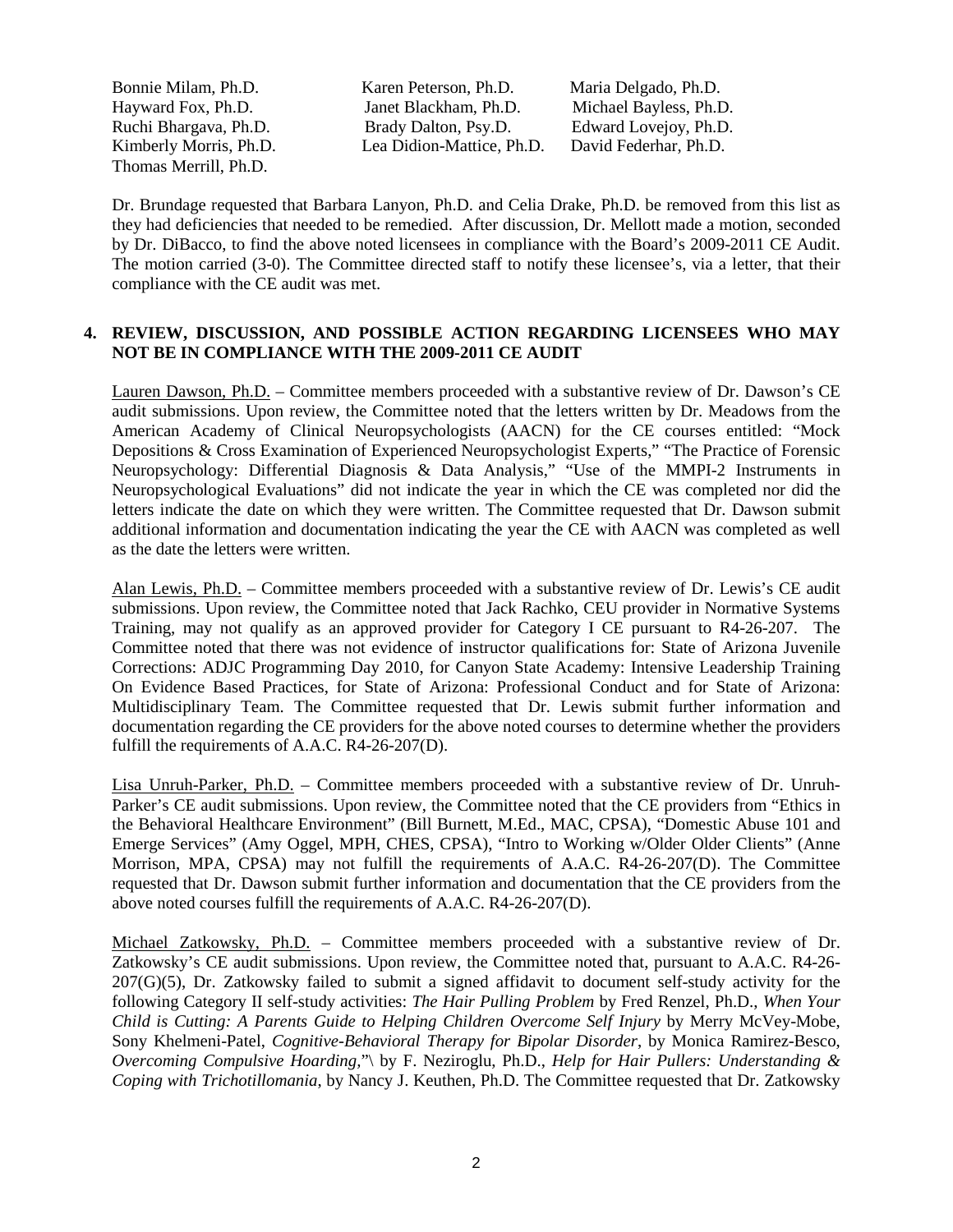| | | |
|---|---|---|
| Bonnie Milam, Ph.D. | Karen Peterson, Ph.D. | Maria Delgado, Ph.D. |
| Hayward Fox, Ph.D. | Janet Blackham, Ph.D. | Michael Bayless, Ph.D. |
| Ruchi Bhargava, Ph.D. | Brady Dalton, Psy.D. | Edward Lovejoy, Ph.D. |
| Kimberly Morris, Ph.D. | Lea Didion-Mattice, Ph.D. | David Federhar, Ph.D. |
| Thomas Merrill, Ph.D. | | |

Dr. Brundage requested that Barbara Lanyon, Ph.D. and Celia Drake, Ph.D. be removed from this list as they had deficiencies that needed to be remedied. After discussion, Dr. Mellott made a motion, seconded by Dr. DiBacco, to find the above noted licensees in compliance with the Board's 2009-2011 CE Audit. The motion carried (3-0). The Committee directed staff to notify these licensee's, via a letter, that their compliance with the CE audit was met.

**4. REVIEW, DISCUSSION, AND POSSIBLE ACTION REGARDING LICENSEES WHO MAY NOT BE IN COMPLIANCE WITH THE 2009-2011 CE AUDIT**

Lauren Dawson, Ph.D. – Committee members proceeded with a substantive review of Dr. Dawson's CE audit submissions. Upon review, the Committee noted that the letters written by Dr. Meadows from the American Academy of Clinical Neuropsychologists (AACN) for the CE courses entitled: "Mock Depositions & Cross Examination of Experienced Neuropsychologist Experts," "The Practice of Forensic Neuropsychology: Differential Diagnosis & Data Analysis," "Use of the MMPI-2 Instruments in Neuropsychological Evaluations" did not indicate the year in which the CE was completed nor did the letters indicate the date on which they were written. The Committee requested that Dr. Dawson submit additional information and documentation indicating the year the CE with AACN was completed as well as the date the letters were written.

Alan Lewis, Ph.D. – Committee members proceeded with a substantive review of Dr. Lewis's CE audit submissions. Upon review, the Committee noted that Jack Rachko, CEU provider in Normative Systems Training, may not qualify as an approved provider for Category I CE pursuant to R4-26-207. The Committee noted that there was not evidence of instructor qualifications for: State of Arizona Juvenile Corrections: ADJC Programming Day 2010, for Canyon State Academy: Intensive Leadership Training On Evidence Based Practices, for State of Arizona: Professional Conduct and for State of Arizona: Multidisciplinary Team. The Committee requested that Dr. Lewis submit further information and documentation regarding the CE providers for the above noted courses to determine whether the providers fulfill the requirements of A.A.C. R4-26-207(D).

Lisa Unruh-Parker, Ph.D. – Committee members proceeded with a substantive review of Dr. Unruh-Parker's CE audit submissions. Upon review, the Committee noted that the CE providers from "Ethics in the Behavioral Healthcare Environment" (Bill Burnett, M.Ed., MAC, CPSA), "Domestic Abuse 101 and Emerge Services" (Amy Oggel, MPH, CHES, CPSA), "Intro to Working w/Older Older Clients" (Anne Morrison, MPA, CPSA) may not fulfill the requirements of A.A.C. R4-26-207(D). The Committee requested that Dr. Dawson submit further information and documentation that the CE providers from the above noted courses fulfill the requirements of A.A.C. R4-26-207(D).

Michael Zatkowsky, Ph.D. – Committee members proceeded with a substantive review of Dr. Zatkowsky's CE audit submissions. Upon review, the Committee noted that, pursuant to A.A.C. R4-26-207(G)(5), Dr. Zatkowsky failed to submit a signed affidavit to document self-study activity for the following Category II self-study activities: *The Hair Pulling Problem* by Fred Renzel, Ph.D., *When Your Child is Cutting: A Parents Guide to Helping Children Overcome Self Injury* by Merry McVey-Mobe, Sony Khelmeni-Patel, *Cognitive-Behavioral Therapy for Bipolar Disorder*, by Monica Ramirez-Besco, *Overcoming Compulsive Hoarding*,"\ by F. Neziroglu, Ph.D., *Help for Hair Pullers: Understanding & Coping with Trichotillomania*, by Nancy J. Keuthen, Ph.D. The Committee requested that Dr. Zatkowsky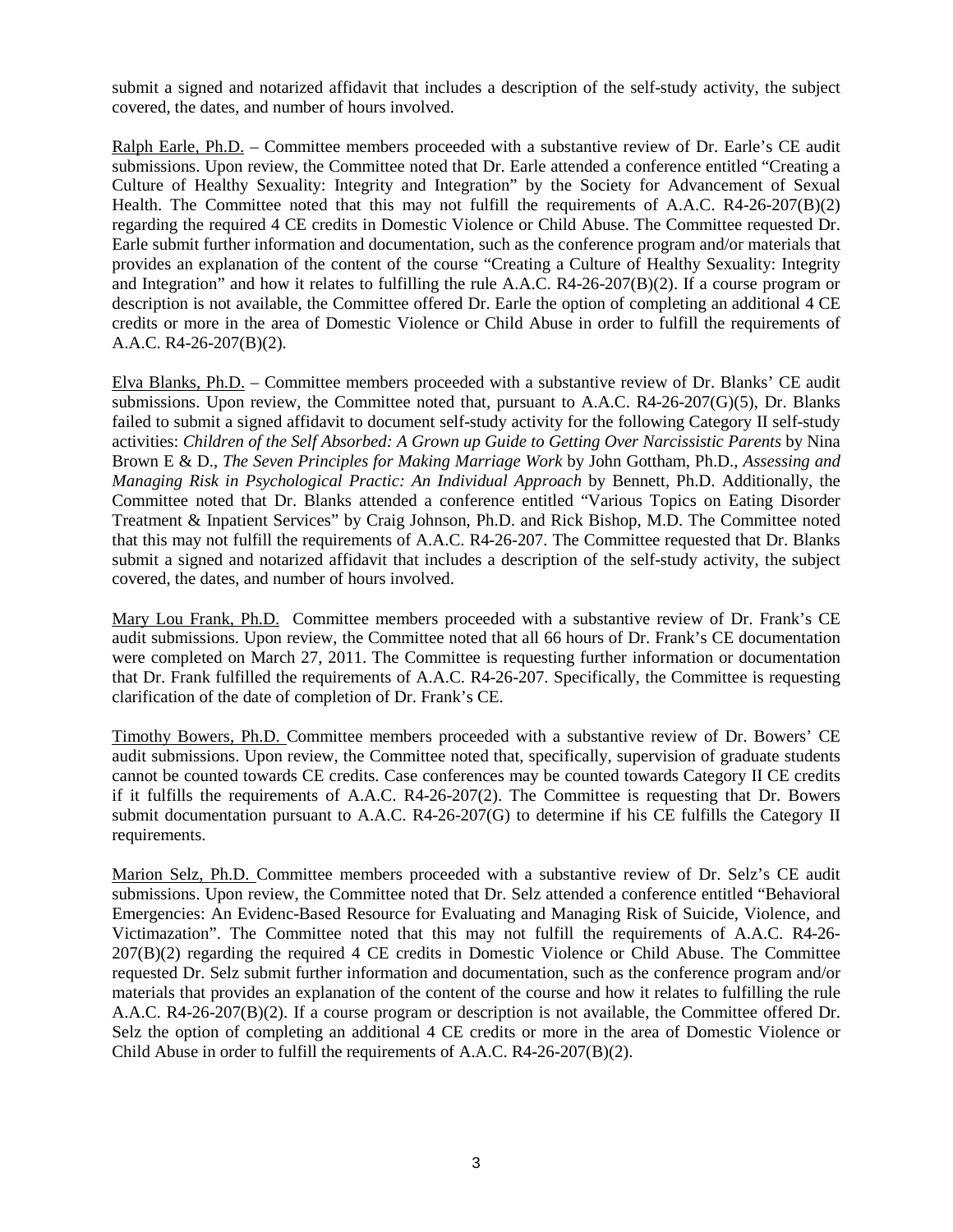submit a signed and notarized affidavit that includes a description of the self-study activity, the subject covered, the dates, and number of hours involved.

<u>Ralph Earle, Ph.D.</u> – Committee members proceeded with a substantive review of Dr. Earle's CE audit submissions. Upon review, the Committee noted that Dr. Earle attended a conference entitled "Creating a Culture of Healthy Sexuality: Integrity and Integration" by the Society for Advancement of Sexual Health. The Committee noted that this may not fulfill the requirements of A.A.C. R4-26-207(B)(2) regarding the required 4 CE credits in Domestic Violence or Child Abuse. The Committee requested Dr. Earle submit further information and documentation, such as the conference program and/or materials that provides an explanation of the content of the course "Creating a Culture of Healthy Sexuality: Integrity and Integration" and how it relates to fulfilling the rule A.A.C. R4-26-207(B)(2). If a course program or description is not available, the Committee offered Dr. Earle the option of completing an additional 4 CE credits or more in the area of Domestic Violence or Child Abuse in order to fulfill the requirements of A.A.C. R4-26-207(B)(2).

<u>Elva Blanks, Ph.D.</u> – Committee members proceeded with a substantive review of Dr. Blanks' CE audit submissions. Upon review, the Committee noted that, pursuant to A.A.C. R4-26-207(G)(5), Dr. Blanks failed to submit a signed affidavit to document self-study activity for the following Category II self-study activities: *Children of the Self Absorbed: A Grown up Guide to Getting Over Narcissistic Parents* by Nina Brown E & D., *The Seven Principles for Making Marriage Work* by John Gottham, Ph.D., *Assessing and Managing Risk in Psychological Practic: An Individual Approach* by Bennett, Ph.D. Additionally, the Committee noted that Dr. Blanks attended a conference entitled "Various Topics on Eating Disorder Treatment & Inpatient Services" by Craig Johnson, Ph.D. and Rick Bishop, M.D. The Committee noted that this may not fulfill the requirements of A.A.C. R4-26-207. The Committee requested that Dr. Blanks submit a signed and notarized affidavit that includes a description of the self-study activity, the subject covered, the dates, and number of hours involved.

<u>Mary Lou Frank, Ph.D.</u> Committee members proceeded with a substantive review of Dr. Frank's CE audit submissions. Upon review, the Committee noted that all 66 hours of Dr. Frank's CE documentation were completed on March 27, 2011. The Committee is requesting further information or documentation that Dr. Frank fulfilled the requirements of A.A.C. R4-26-207. Specifically, the Committee is requesting clarification of the date of completion of Dr. Frank's CE.

<u>Timothy Bowers, Ph.D.</u> Committee members proceeded with a substantive review of Dr. Bowers' CE audit submissions. Upon review, the Committee noted that, specifically, supervision of graduate students cannot be counted towards CE credits. Case conferences may be counted towards Category II CE credits if it fulfills the requirements of A.A.C. R4-26-207(2). The Committee is requesting that Dr. Bowers submit documentation pursuant to A.A.C. R4-26-207(G) to determine if his CE fulfills the Category II requirements.

<u>Marion Selz, Ph.D.</u> Committee members proceeded with a substantive review of Dr. Selz's CE audit submissions. Upon review, the Committee noted that Dr. Selz attended a conference entitled "Behavioral Emergencies: An Evidenc-Based Resource for Evaluating and Managing Risk of Suicide, Violence, and Victimazation". The Committee noted that this may not fulfill the requirements of A.A.C. R4-26-207(B)(2) regarding the required 4 CE credits in Domestic Violence or Child Abuse. The Committee requested Dr. Selz submit further information and documentation, such as the conference program and/or materials that provides an explanation of the content of the course and how it relates to fulfilling the rule A.A.C. R4-26-207(B)(2). If a course program or description is not available, the Committee offered Dr. Selz the option of completing an additional 4 CE credits or more in the area of Domestic Violence or Child Abuse in order to fulfill the requirements of A.A.C. R4-26-207(B)(2).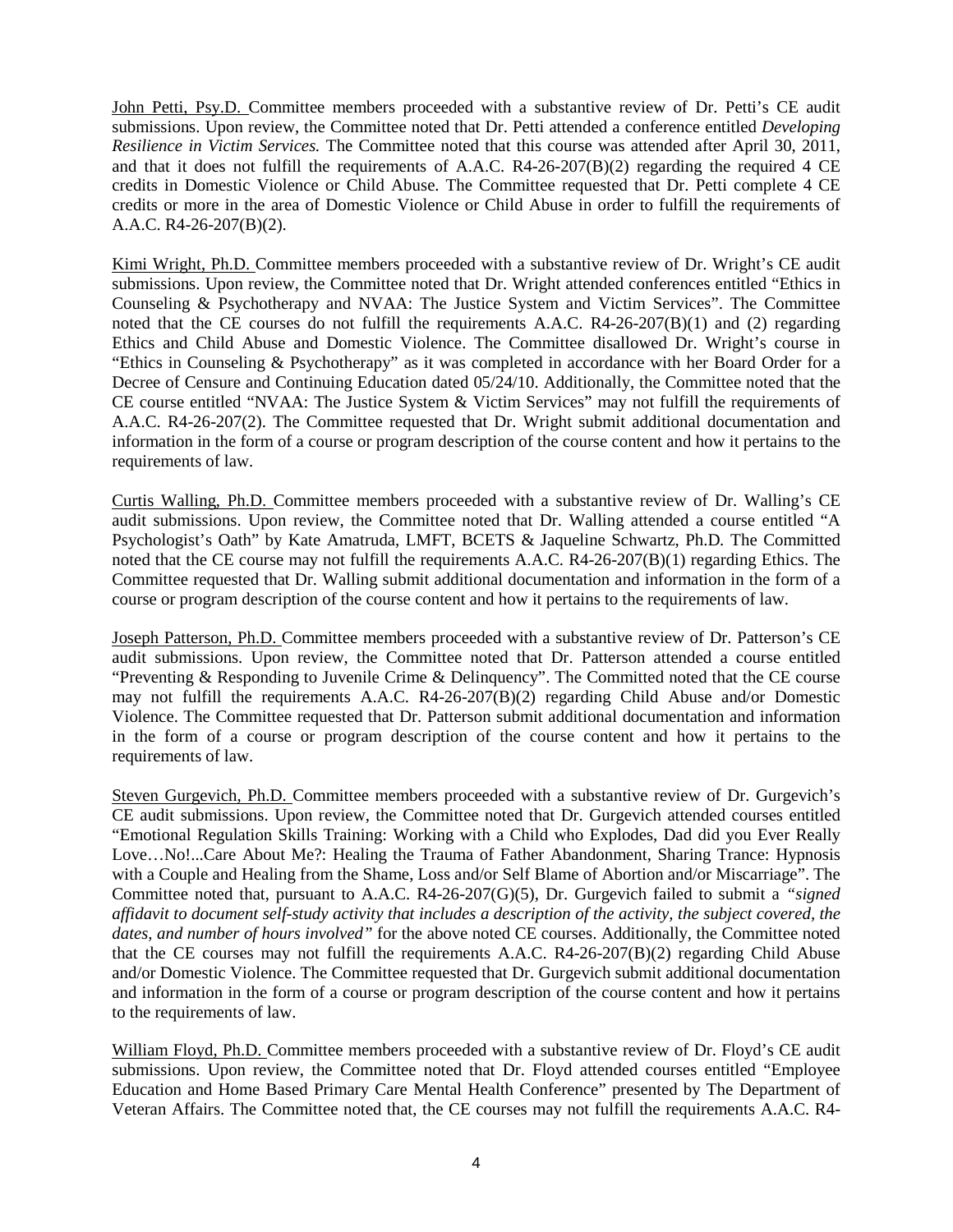John Petti, Psy.D. Committee members proceeded with a substantive review of Dr. Petti's CE audit submissions. Upon review, the Committee noted that Dr. Petti attended a conference entitled *Developing Resilience in Victim Services.* The Committee noted that this course was attended after April 30, 2011, and that it does not fulfill the requirements of A.A.C. R4-26-207(B)(2) regarding the required 4 CE credits in Domestic Violence or Child Abuse. The Committee requested that Dr. Petti complete 4 CE credits or more in the area of Domestic Violence or Child Abuse in order to fulfill the requirements of A.A.C. R4-26-207(B)(2).

Kimi Wright, Ph.D. Committee members proceeded with a substantive review of Dr. Wright's CE audit submissions. Upon review, the Committee noted that Dr. Wright attended conferences entitled "Ethics in Counseling & Psychotherapy and NVAA: The Justice System and Victim Services". The Committee noted that the CE courses do not fulfill the requirements A.A.C. R4-26-207(B)(1) and (2) regarding Ethics and Child Abuse and Domestic Violence. The Committee disallowed Dr. Wright's course in "Ethics in Counseling & Psychotherapy" as it was completed in accordance with her Board Order for a Decree of Censure and Continuing Education dated 05/24/10. Additionally, the Committee noted that the CE course entitled "NVAA: The Justice System & Victim Services" may not fulfill the requirements of A.A.C. R4-26-207(2). The Committee requested that Dr. Wright submit additional documentation and information in the form of a course or program description of the course content and how it pertains to the requirements of law.

Curtis Walling, Ph.D. Committee members proceeded with a substantive review of Dr. Walling's CE audit submissions. Upon review, the Committee noted that Dr. Walling attended a course entitled "A Psychologist's Oath" by Kate Amatruda, LMFT, BCETS & Jaqueline Schwartz, Ph.D. The Committed noted that the CE course may not fulfill the requirements A.A.C. R4-26-207(B)(1) regarding Ethics. The Committee requested that Dr. Walling submit additional documentation and information in the form of a course or program description of the course content and how it pertains to the requirements of law.

Joseph Patterson, Ph.D. Committee members proceeded with a substantive review of Dr. Patterson's CE audit submissions. Upon review, the Committee noted that Dr. Patterson attended a course entitled "Preventing & Responding to Juvenile Crime & Delinquency". The Committed noted that the CE course may not fulfill the requirements A.A.C. R4-26-207(B)(2) regarding Child Abuse and/or Domestic Violence. The Committee requested that Dr. Patterson submit additional documentation and information in the form of a course or program description of the course content and how it pertains to the requirements of law.

Steven Gurgevich, Ph.D. Committee members proceeded with a substantive review of Dr. Gurgevich's CE audit submissions. Upon review, the Committee noted that Dr. Gurgevich attended courses entitled "Emotional Regulation Skills Training: Working with a Child who Explodes, Dad did you Ever Really Love…No!...Care About Me?: Healing the Trauma of Father Abandonment, Sharing Trance: Hypnosis with a Couple and Healing from the Shame, Loss and/or Self Blame of Abortion and/or Miscarriage". The Committee noted that, pursuant to A.A.C. R4-26-207(G)(5), Dr. Gurgevich failed to submit a *"signed affidavit to document self-study activity that includes a description of the activity, the subject covered, the dates, and number of hours involved"* for the above noted CE courses. Additionally, the Committee noted that the CE courses may not fulfill the requirements A.A.C. R4-26-207(B)(2) regarding Child Abuse and/or Domestic Violence. The Committee requested that Dr. Gurgevich submit additional documentation and information in the form of a course or program description of the course content and how it pertains to the requirements of law.

William Floyd, Ph.D. Committee members proceeded with a substantive review of Dr. Floyd's CE audit submissions. Upon review, the Committee noted that Dr. Floyd attended courses entitled "Employee Education and Home Based Primary Care Mental Health Conference" presented by The Department of Veteran Affairs. The Committee noted that, the CE courses may not fulfill the requirements A.A.C. R4-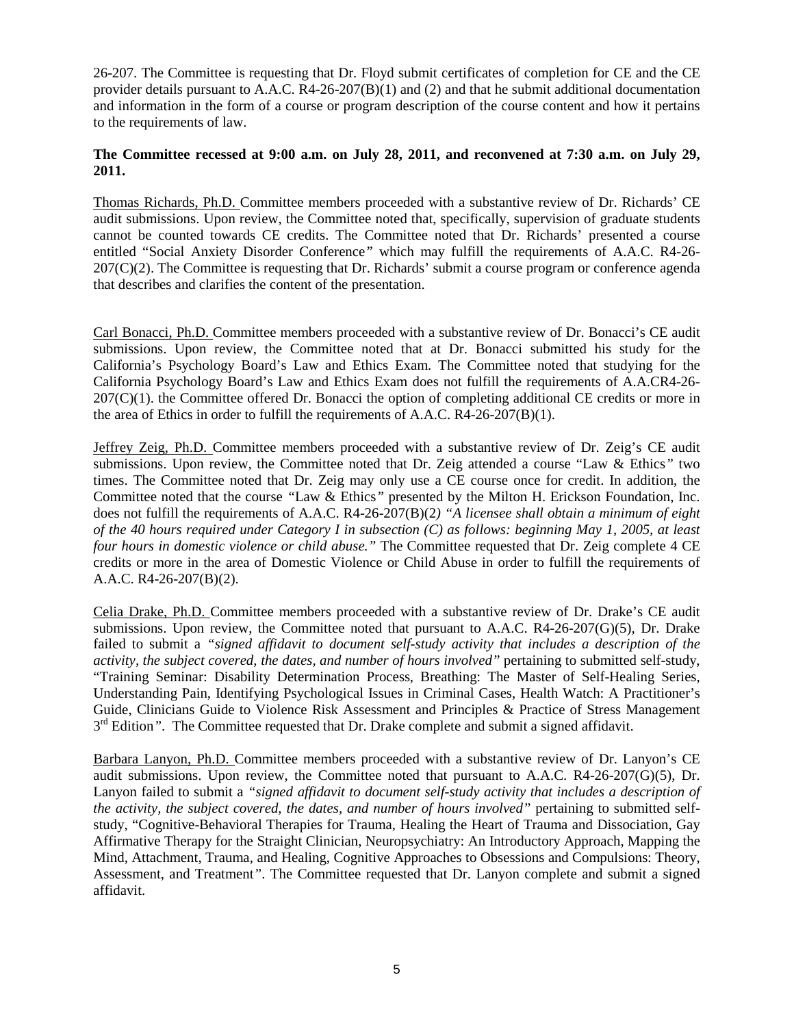26-207. The Committee is requesting that Dr. Floyd submit certificates of completion for CE and the CE provider details pursuant to A.A.C. R4-26-207(B)(1) and (2) and that he submit additional documentation and information in the form of a course or program description of the course content and how it pertains to the requirements of law.

**The Committee recessed at 9:00 a.m. on July 28, 2011, and reconvened at 7:30 a.m. on July 29, 2011.**

Thomas Richards, Ph.D. Committee members proceeded with a substantive review of Dr. Richards' CE audit submissions. Upon review, the Committee noted that, specifically, supervision of graduate students cannot be counted towards CE credits. The Committee noted that Dr. Richards' presented a course entitled "Social Anxiety Disorder Conference*"* which may fulfill the requirements of A.A.C. R4-26-207(C)(2). The Committee is requesting that Dr. Richards' submit a course program or conference agenda that describes and clarifies the content of the presentation.

Carl Bonacci, Ph.D. Committee members proceeded with a substantive review of Dr. Bonacci's CE audit submissions. Upon review, the Committee noted that at Dr. Bonacci submitted his study for the California's Psychology Board's Law and Ethics Exam. The Committee noted that studying for the California Psychology Board's Law and Ethics Exam does not fulfill the requirements of A.A.CR4-26-207(C)(1). the Committee offered Dr. Bonacci the option of completing additional CE credits or more in the area of Ethics in order to fulfill the requirements of A.A.C. R4-26-207(B)(1).

Jeffrey Zeig, Ph.D. Committee members proceeded with a substantive review of Dr. Zeig's CE audit submissions. Upon review, the Committee noted that Dr. Zeig attended a course "Law & Ethics*"* two times. The Committee noted that Dr. Zeig may only use a CE course once for credit. In addition, the Committee noted that the course *"*Law & Ethics*"* presented by the Milton H. Erickson Foundation, Inc. does not fulfill the requirements of A.A.C. R4-26-207(B)(2*) "A licensee shall obtain a minimum of eight of the 40 hours required under Category I in subsection (C) as follows: beginning May 1, 2005, at least four hours in domestic violence or child abuse."* The Committee requested that Dr. Zeig complete 4 CE credits or more in the area of Domestic Violence or Child Abuse in order to fulfill the requirements of A.A.C. R4-26-207(B)(2).

Celia Drake, Ph.D. Committee members proceeded with a substantive review of Dr. Drake's CE audit submissions. Upon review, the Committee noted that pursuant to A.A.C. R4-26-207(G)(5), Dr. Drake failed to submit a *"signed affidavit to document self-study activity that includes a description of the activity, the subject covered, the dates, and number of hours involved"* pertaining to submitted self-study, "Training Seminar: Disability Determination Process, Breathing: The Master of Self-Healing Series, Understanding Pain, Identifying Psychological Issues in Criminal Cases, Health Watch: A Practitioner's Guide, Clinicians Guide to Violence Risk Assessment and Principles & Practice of Stress Management 3rd Edition*"*. The Committee requested that Dr. Drake complete and submit a signed affidavit.

Barbara Lanyon, Ph.D. Committee members proceeded with a substantive review of Dr. Lanyon's CE audit submissions. Upon review, the Committee noted that pursuant to A.A.C. R4-26-207(G)(5), Dr. Lanyon failed to submit a *"signed affidavit to document self-study activity that includes a description of the activity, the subject covered, the dates, and number of hours involved"* pertaining to submitted self-study, "Cognitive-Behavioral Therapies for Trauma, Healing the Heart of Trauma and Dissociation, Gay Affirmative Therapy for the Straight Clinician, Neuropsychiatry: An Introductory Approach, Mapping the Mind, Attachment, Trauma, and Healing, Cognitive Approaches to Obsessions and Compulsions: Theory, Assessment, and Treatment*"*. The Committee requested that Dr. Lanyon complete and submit a signed affidavit.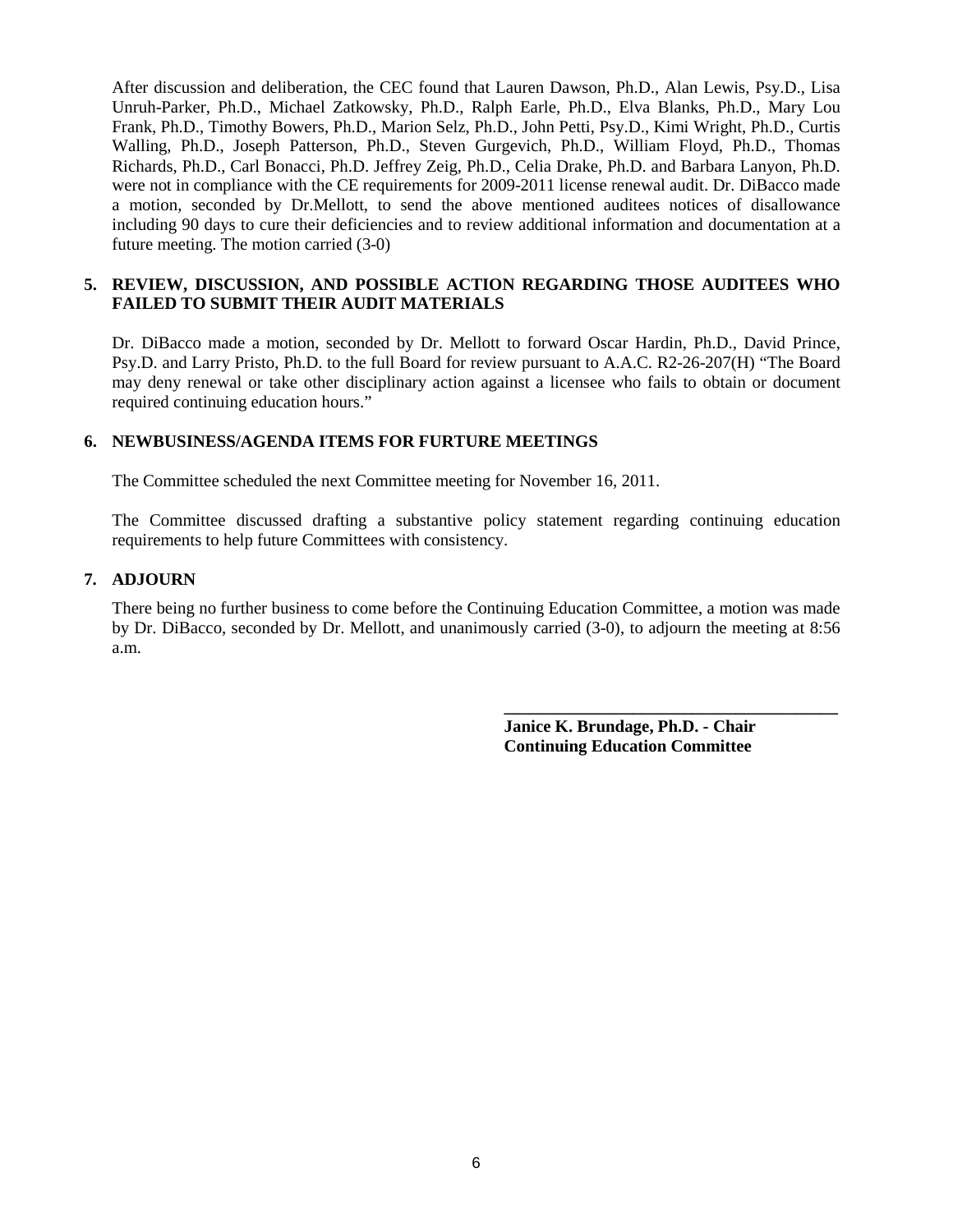After discussion and deliberation, the CEC found that Lauren Dawson, Ph.D., Alan Lewis, Psy.D., Lisa Unruh-Parker, Ph.D., Michael Zatkowsky, Ph.D., Ralph Earle, Ph.D., Elva Blanks, Ph.D., Mary Lou Frank, Ph.D., Timothy Bowers, Ph.D., Marion Selz, Ph.D., John Petti, Psy.D., Kimi Wright, Ph.D., Curtis Walling, Ph.D., Joseph Patterson, Ph.D., Steven Gurgevich, Ph.D., William Floyd, Ph.D., Thomas Richards, Ph.D., Carl Bonacci, Ph.D. Jeffrey Zeig, Ph.D., Celia Drake, Ph.D. and Barbara Lanyon, Ph.D. were not in compliance with the CE requirements for 2009-2011 license renewal audit. Dr. DiBacco made a motion, seconded by Dr.Mellott, to send the above mentioned auditees notices of disallowance including 90 days to cure their deficiencies and to review additional information and documentation at a future meeting. The motion carried (3-0)

**5. REVIEW, DISCUSSION, AND POSSIBLE ACTION REGARDING THOSE AUDITEES WHO FAILED TO SUBMIT THEIR AUDIT MATERIALS**

Dr. DiBacco made a motion, seconded by Dr. Mellott to forward Oscar Hardin, Ph.D., David Prince, Psy.D. and Larry Pristo, Ph.D. to the full Board for review pursuant to A.A.C. R2-26-207(H) "The Board may deny renewal or take other disciplinary action against a licensee who fails to obtain or document required continuing education hours."

**6. NEWBUSINESS/AGENDA ITEMS FOR FURTURE MEETINGS**

The Committee scheduled the next Committee meeting for November 16, 2011.

The Committee discussed drafting a substantive policy statement regarding continuing education requirements to help future Committees with consistency.

**7. ADJOURN**

There being no further business to come before the Continuing Education Committee, a motion was made by Dr. DiBacco, seconded by Dr. Mellott, and unanimously carried (3-0), to adjourn the meeting at 8:56 a.m.

\_\_\_\_\_\_\_\_\_\_\_\_\_\_\_\_\_\_\_\_\_\_\_\_\_\_\_\_\_\_\_\_\_\_\_\_\_\_\_\_

**Janice K. Brundage, Ph.D. - Chair**
**Continuing Education Committee**